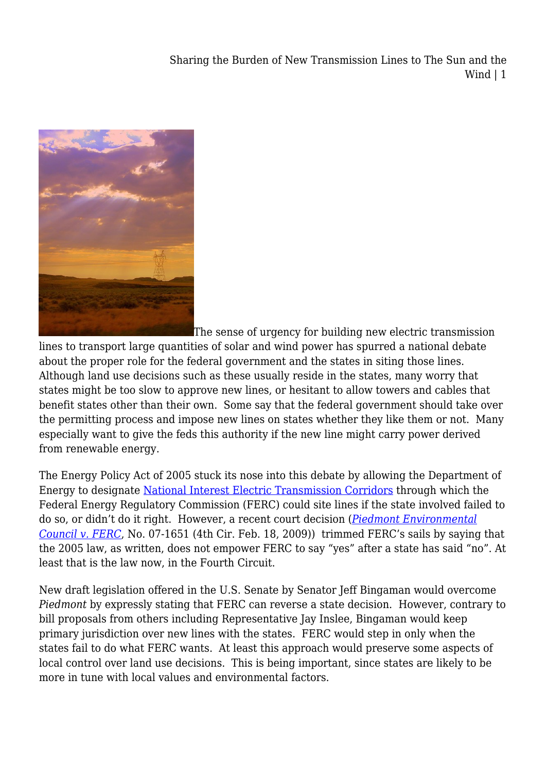The sense of urgency for building new electric transmission lines to transport large quantities of solar and wind power has spurred a national debate about the proper role for the federal government and the states in siting those lines. Although land use decisions such as these usually reside in the states, many worry that states might be too slow to approve new lines, or hesitant to allow towers and cables that benefit states other than their own. Some say that the federal government should take over the permitting process and impose new lines on states whether they like them or not. Many especially want to give the feds this authority if the new line might carry power derived from renewable energy.

The Energy Policy Act of 2005 stuck its nose into this debate by allowing the Department of Energy to designate National Interest Electric Transmission Corridors through which the Federal Energy Regulatory Commission (FERC) could site lines if the state involved failed to do so, or didn't do it right. However, a recent court decision (*Piedmont Environmental Council v. FERC*, No. 07-1651 (4th Cir. Feb. 18, 2009)) trimmed FERC's sails by saying that the 2005 law, as written, does not empower FERC to say "yes" after a state has said "no". At least that is the law now, in the Fourth Circuit.

New draft legislation offered in the U.S. Senate by Senator Jeff Bingaman would overcome *Piedmont* by expressly stating that FERC can reverse a state decision. However, contrary to bill proposals from others including Representative Jay Inslee, Bingaman would keep primary jurisdiction over new lines with the states. FERC would step in only when the states fail to do what FERC wants. At least this approach would preserve some aspects of local control over land use decisions. This is being important, since states are likely to be more in tune with local values and environmental factors.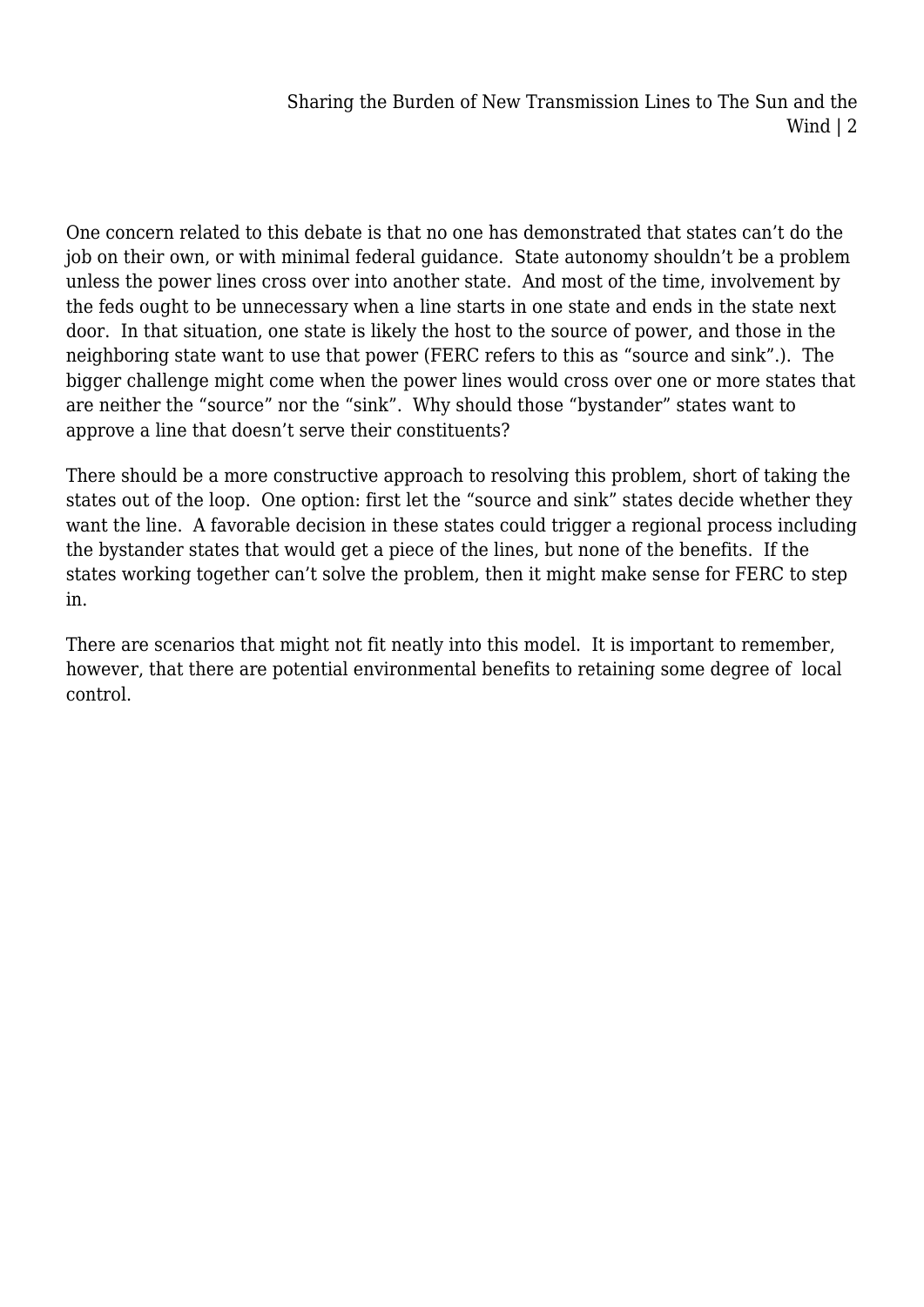One concern related to this debate is that no one has demonstrated that states can't do the job on their own, or with minimal federal guidance. State autonomy shouldn't be a problem unless the power lines cross over into another state. And most of the time, involvement by the feds ought to be unnecessary when a line starts in one state and ends in the state next door. In that situation, one state is likely the host to the source of power, and those in the neighboring state want to use that power (FERC refers to this as "source and sink".). The bigger challenge might come when the power lines would cross over one or more states that are neither the "source" nor the "sink". Why should those "bystander" states want to approve a line that doesn't serve their constituents?

There should be a more constructive approach to resolving this problem, short of taking the states out of the loop. One option: first let the "source and sink" states decide whether they want the line. A favorable decision in these states could trigger a regional process including the bystander states that would get a piece of the lines, but none of the benefits. If the states working together can't solve the problem, then it might make sense for FERC to step in.

There are scenarios that might not fit neatly into this model. It is important to remember, however, that there are potential environmental benefits to retaining some degree of local control.